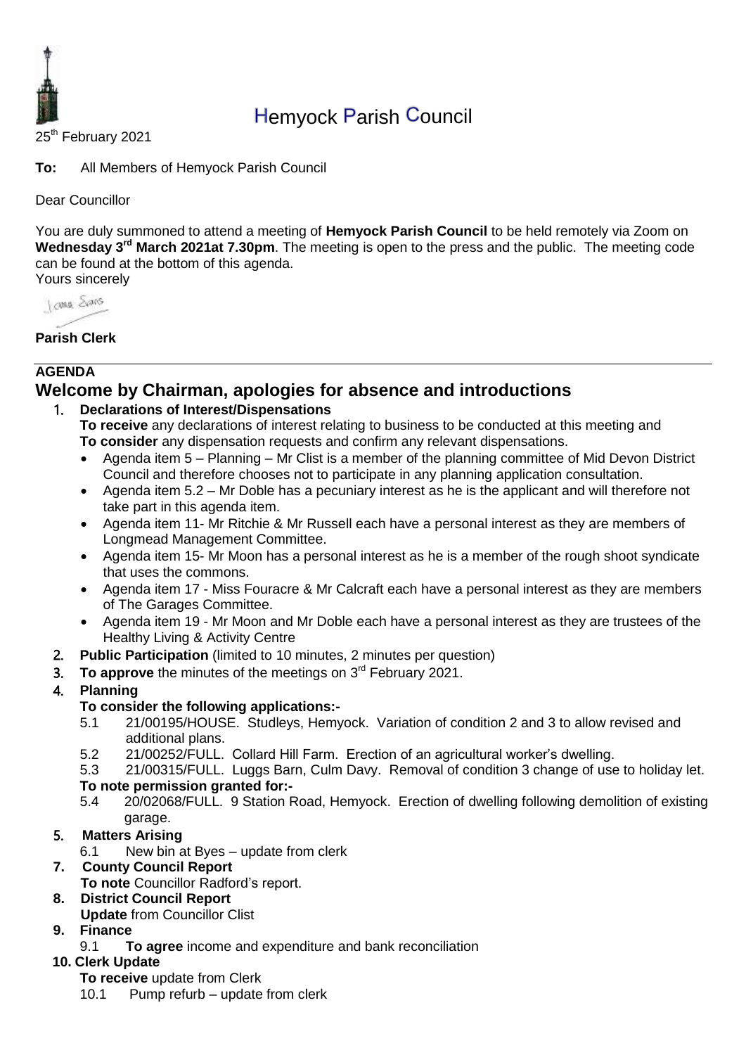# Hemyock Parish Council

25th February 2021

**To:** All Members of Hemyock Parish Council

Dear Councillor

You are duly summoned to attend a meeting of **Hemyock Parish Council** to be held remotely via Zoom on **Wednesday 3rd March 2021at 7.30pm**. The meeting is open to the press and the public. The meeting code can be found at the bottom of this agenda.

Yours sincerely

**Parish Clerk**

---

**AGENDA**

## Welcome by Chairman, apologies for absence and introductions

1. **Declarations of Interest/Dispensations**
   **To receive** any declarations of interest relating to business to be conducted at this meeting and
   **To consider** any dispensation requests and confirm any relevant dispensations.
   - Agenda item 5 – Planning – Mr Clist is a member of the planning committee of Mid Devon District Council and therefore chooses not to participate in any planning application consultation.
   - Agenda item 5.2 – Mr Doble has a pecuniary interest as he is the applicant and will therefore not take part in this agenda item.
   - Agenda item 11- Mr Ritchie & Mr Russell each have a personal interest as they are members of Longmead Management Committee.
   - Agenda item 15- Mr Moon has a personal interest as he is a member of the rough shoot syndicate that uses the commons.
   - Agenda item 17 - Miss Fouracre & Mr Calcraft each have a personal interest as they are members of The Garages Committee.
   - Agenda item 19 - Mr Moon and Mr Doble each have a personal interest as they are trustees of the Healthy Living & Activity Centre
2. **Public Participation** (limited to 10 minutes, 2 minutes per question)
3. **To approve** the minutes of the meetings on 3rd February 2021.
4. **Planning**
   **To consider the following applications:-**
   5.1 21/00195/HOUSE. Studleys, Hemyock. Variation of condition 2 and 3 to allow revised and additional plans.
   5.2 21/00252/FULL. Collard Hill Farm. Erection of an agricultural worker's dwelling.
   5.3 21/00315/FULL. Luggs Barn, Culm Davy. Removal of condition 3 change of use to holiday let.
   **To note permission granted for:-**
   5.4 20/02068/FULL. 9 Station Road, Hemyock. Erection of dwelling following demolition of existing garage.
5. **Matters Arising**
   6.1 New bin at Byes – update from clerk
7. **County Council Report**
   **To note** Councillor Radford's report.
8. **District Council Report**
   **Update** from Councillor Clist
9. **Finance**
   9.1 **To agree** income and expenditure and bank reconciliation
10. **Clerk Update**
    **To receive** update from Clerk
    10.1 Pump refurb – update from clerk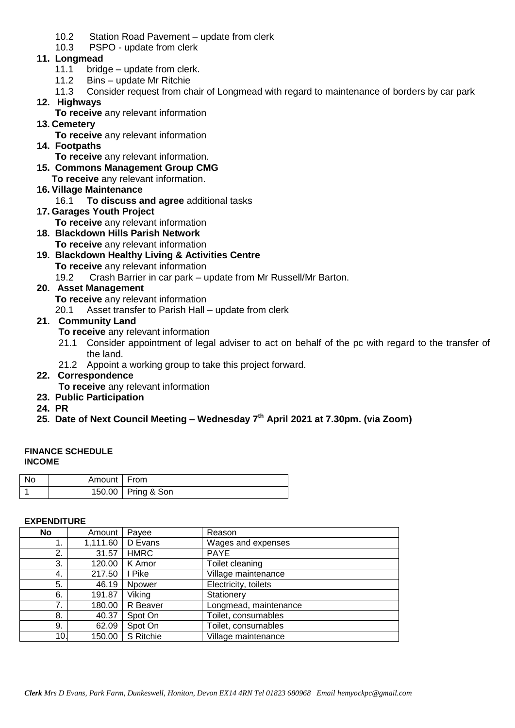10.2 Station Road Pavement – update from clerk
10.3 PSPO - update from clerk

**11. Longmead**

11.1 bridge – update from clerk.
11.2 Bins – update Mr Ritchie
11.3 Consider request from chair of Longmead with regard to maintenance of borders by car park

**12. Highways**

**To receive** any relevant information

**13. Cemetery**

**To receive** any relevant information

**14. Footpaths**

**To receive** any relevant information.

**15. Commons Management Group CMG**

**To receive** any relevant information.

**16. Village Maintenance**

16.1 **To discuss and agree** additional tasks

**17. Garages Youth Project**

**To receive** any relevant information

**18. Blackdown Hills Parish Network**

**To receive** any relevant information

**19. Blackdown Healthy Living & Activities Centre**

**To receive** any relevant information
19.2 Crash Barrier in car park – update from Mr Russell/Mr Barton.

**20. Asset Management**

**To receive** any relevant information
20.1 Asset transfer to Parish Hall – update from clerk

**21. Community Land**

**To receive** any relevant information
21.1 Consider appointment of legal adviser to act on behalf of the pc with regard to the transfer of the land.
21.2 Appoint a working group to take this project forward.

**22. Correspondence**

**To receive** any relevant information

**23. Public Participation**

**24. PR**

**25. Date of Next Council Meeting – Wednesday 7th April 2021 at 7.30pm. (via Zoom)**

**FINANCE SCHEDULE**
**INCOME**

| No | Amount | From |
|---|---|---|
| 1 | 150.00 | Pring & Son |

**EXPENDITURE**

| No | Amount | Payee | Reason |
|---|---|---|---|
| 1. | 1,111.60 | D Evans | Wages and expenses |
| 2. | 31.57 | HMRC | PAYE |
| 3. | 120.00 | K Amor | Toilet cleaning |
| 4. | 217.50 | I Pike | Village maintenance |
| 5. | 46.19 | Npower | Electricity, toilets |
| 6. | 191.87 | Viking | Stationery |
| 7. | 180.00 | R Beaver | Longmead, maintenance |
| 8. | 40.37 | Spot On | Toilet, consumables |
| 9. | 62.09 | Spot On | Toilet, consumables |
| 10. | 150.00 | S Ritchie | Village maintenance |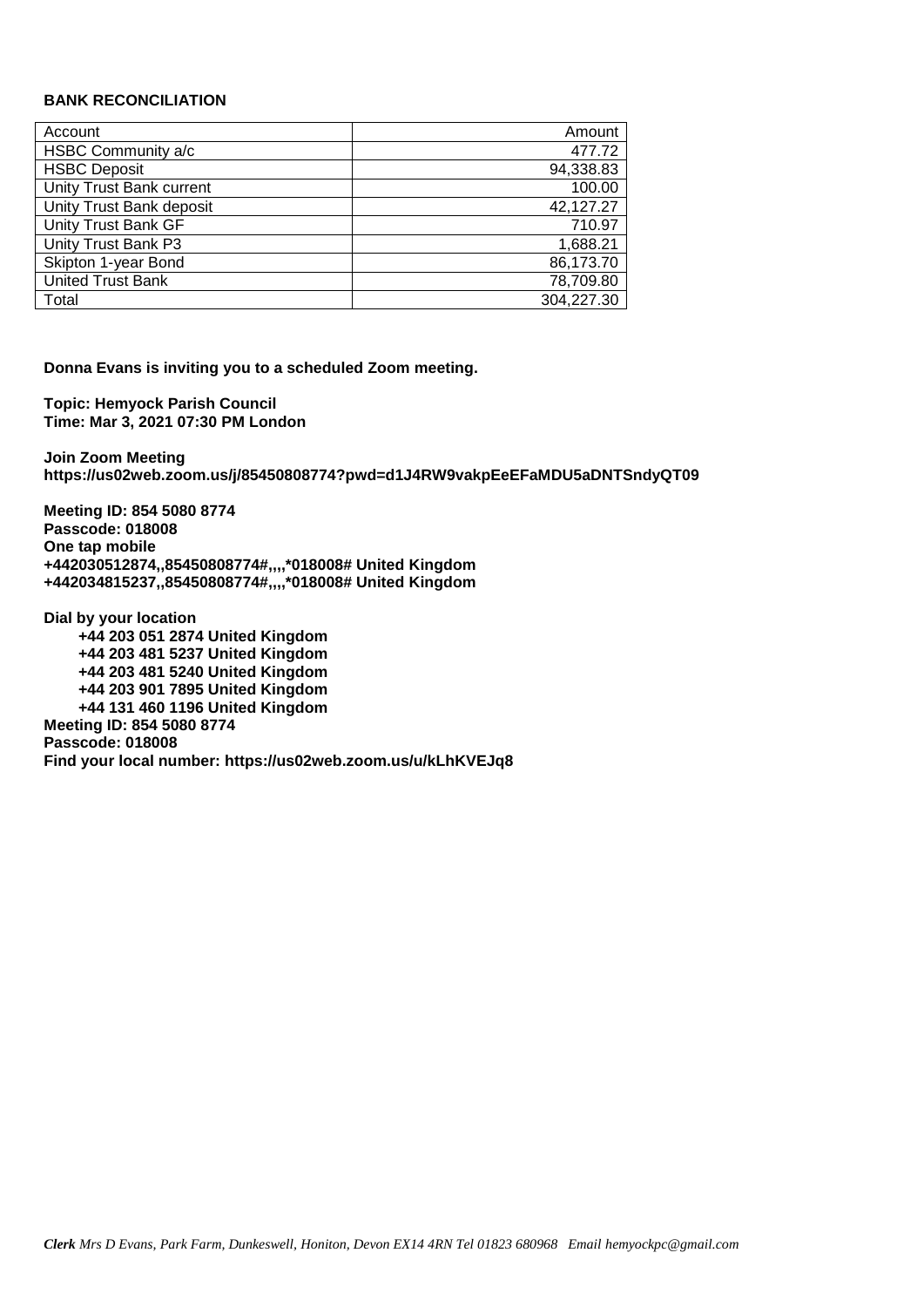**BANK RECONCILIATION**

| Account | Amount |
|---|---|
| HSBC Community a/c | 477.72 |
| HSBC Deposit | 94,338.83 |
| Unity Trust Bank current | 100.00 |
| Unity Trust Bank deposit | 42,127.27 |
| Unity Trust Bank GF | 710.97 |
| Unity Trust Bank P3 | 1,688.21 |
| Skipton 1-year Bond | 86,173.70 |
| United Trust Bank | 78,709.80 |
| Total | 304,227.30 |

**Donna Evans is inviting you to a scheduled Zoom meeting.**

**Topic: Hemyock Parish Council**
**Time: Mar 3, 2021 07:30 PM London**

**Join Zoom Meeting**
**https://us02web.zoom.us/j/85450808774?pwd=d1J4RW9vakpEeEFaMDU5aDNTSndyQT09**

**Meeting ID: 854 5080 8774**
**Passcode: 018008**
**One tap mobile**
**+442030512874,,85450808774#,,,,*018008# United Kingdom**
**+442034815237,,85450808774#,,,,*018008# United Kingdom**

**Dial by your location**
**+44 203 051 2874 United Kingdom**
**+44 203 481 5237 United Kingdom**
**+44 203 481 5240 United Kingdom**
**+44 203 901 7895 United Kingdom**
**+44 131 460 1196 United Kingdom**
**Meeting ID: 854 5080 8774**
**Passcode: 018008**
**Find your local number: https://us02web.zoom.us/u/kLhKVEJq8**

***Clerk** Mrs D Evans, Park Farm, Dunkeswell, Honiton, Devon EX14 4RN Tel 01823 680968 Email hemyockpc@gmail.com*